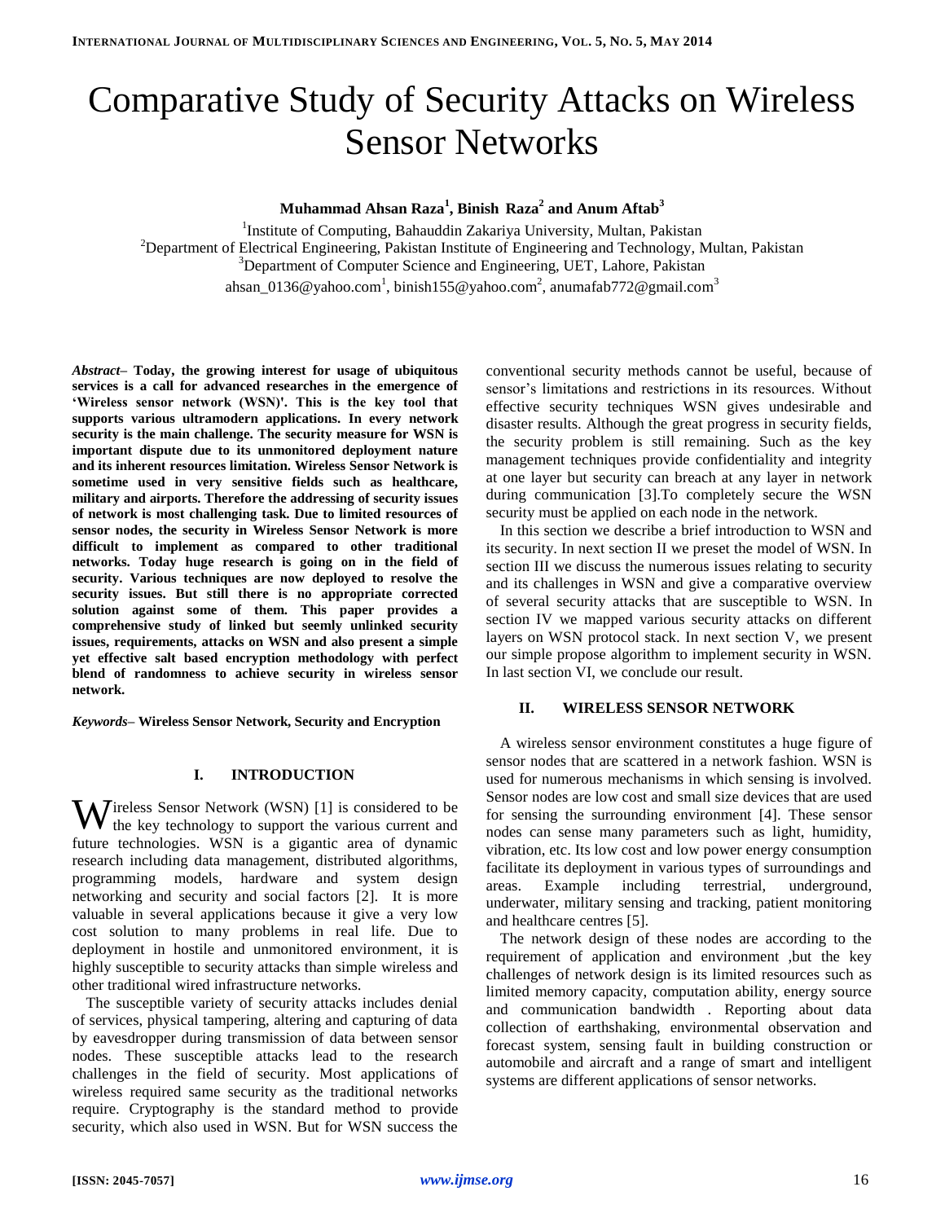# Comparative Study of Security Attacks on Wireless Sensor Networks

**Muhammad Ahsan Raza[1], Binish Raza[2] and Anum Aftab[3]**

[1]Institute of Computing, Bahauddin Zakariya University, Multan, Pakistan
[2]Department of Electrical Engineering, Pakistan Institute of Engineering and Technology, Multan, Pakistan
[3]Department of Computer Science and Engineering, UET, Lahore, Pakistan
ahsan_0136@yahoo.com[1], binish155@yahoo.com[2], anumafab772@gmail.com[3]

***Abstract*– Today, the growing interest for usage of ubiquitous services is a call for advanced researches in the emergence of 'Wireless sensor network (WSN)'. This is the key tool that supports various ultramodern applications. In every network security is the main challenge. The security measure for WSN is important dispute due to its unmonitored deployment nature and its inherent resources limitation. Wireless Sensor Network is sometime used in very sensitive fields such as healthcare, military and airports. Therefore the addressing of security issues of network is most challenging task. Due to limited resources of sensor nodes, the security in Wireless Sensor Network is more difficult to implement as compared to other traditional networks. Today huge research is going on in the field of security. Various techniques are now deployed to resolve the security issues. But still there is no appropriate corrected solution against some of them. This paper provides a comprehensive study of linked but seemly unlinked security issues, requirements, attacks on WSN and also present a simple yet effective salt based encryption methodology with perfect blend of randomness to achieve security in wireless sensor network.**

***Keywords*– Wireless Sensor Network, Security and Encryption**

## I. INTRODUCTION

Wireless Sensor Network (WSN) [1] is considered to be the key technology to support the various current and future technologies. WSN is a gigantic area of dynamic research including data management, distributed algorithms, programming models, hardware and system design networking and security and social factors [2]. It is more valuable in several applications because it give a very low cost solution to many problems in real life. Due to deployment in hostile and unmonitored environment, it is highly susceptible to security attacks than simple wireless and other traditional wired infrastructure networks.

The susceptible variety of security attacks includes denial of services, physical tampering, altering and capturing of data by eavesdropper during transmission of data between sensor nodes. These susceptible attacks lead to the research challenges in the field of security. Most applications of wireless required same security as the traditional networks require. Cryptography is the standard method to provide security, which also used in WSN. But for WSN success the conventional security methods cannot be useful, because of sensor's limitations and restrictions in its resources. Without effective security techniques WSN gives undesirable and disaster results. Although the great progress in security fields, the security problem is still remaining. Such as the key management techniques provide confidentiality and integrity at one layer but security can breach at any layer in network during communication [3].To completely secure the WSN security must be applied on each node in the network.

In this section we describe a brief introduction to WSN and its security. In next section II we preset the model of WSN. In section III we discuss the numerous issues relating to security and its challenges in WSN and give a comparative overview of several security attacks that are susceptible to WSN. In section IV we mapped various security attacks on different layers on WSN protocol stack. In next section V, we present our simple propose algorithm to implement security in WSN. In last section VI, we conclude our result.

## II. WIRELESS SENSOR NETWORK

A wireless sensor environment constitutes a huge figure of sensor nodes that are scattered in a network fashion. WSN is used for numerous mechanisms in which sensing is involved. Sensor nodes are low cost and small size devices that are used for sensing the surrounding environment [4]. These sensor nodes can sense many parameters such as light, humidity, vibration, etc. Its low cost and low power energy consumption facilitate its deployment in various types of surroundings and areas. Example including terrestrial, underground, underwater, military sensing and tracking, patient monitoring and healthcare centres [5].

The network design of these nodes are according to the requirement of application and environment ,but the key challenges of network design is its limited resources such as limited memory capacity, computation ability, energy source and communication bandwidth . Reporting about data collection of earthshaking, environmental observation and forecast system, sensing fault in building construction or automobile and aircraft and a range of smart and intelligent systems are different applications of sensor networks.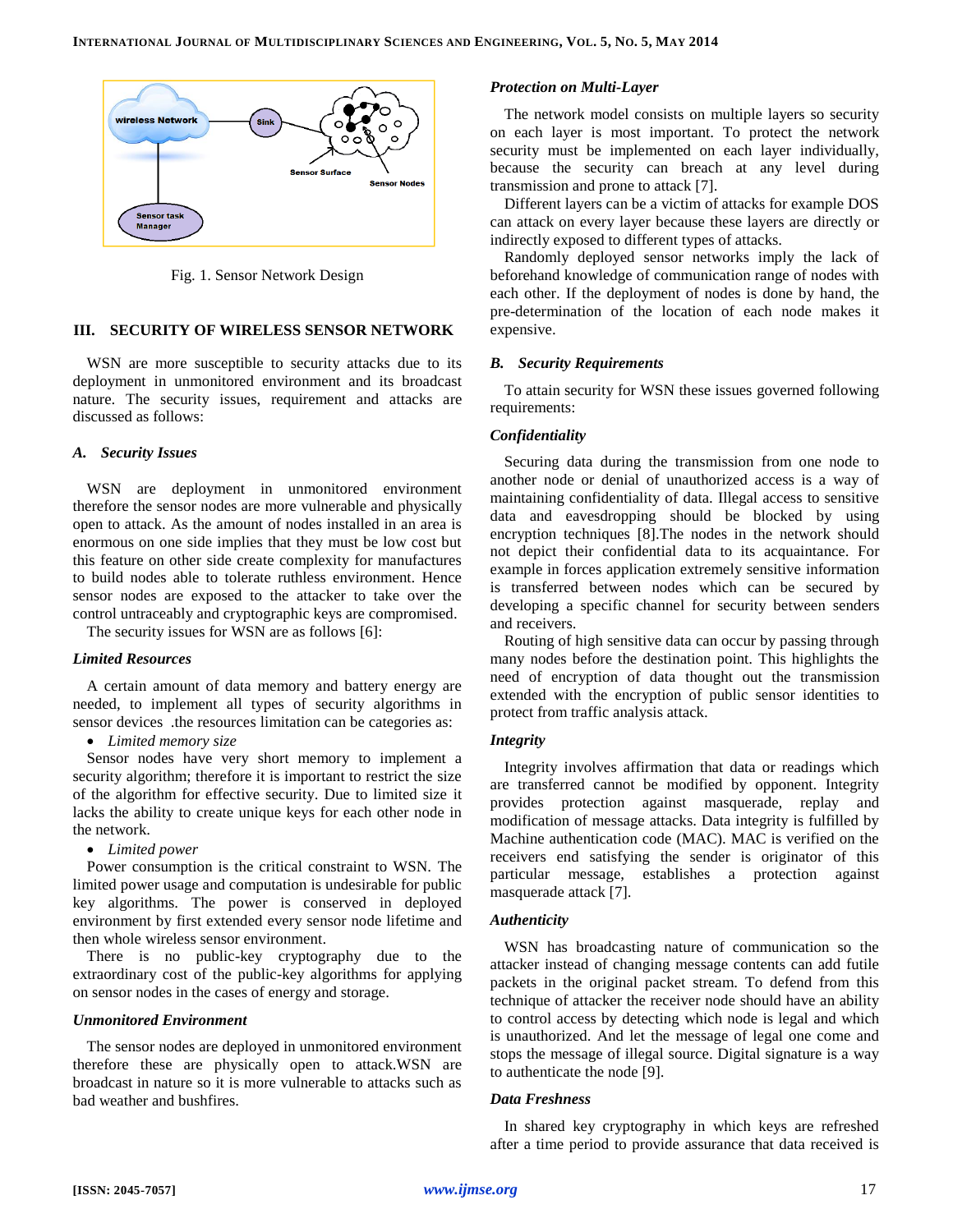Fig. 1. Sensor Network Design

## III. SECURITY OF WIRELESS SENSOR NETWORK

WSN are more susceptible to security attacks due to its deployment in unmonitored environment and its broadcast nature. The security issues, requirement and attacks are discussed as follows:

### A. Security Issues

WSN are deployment in unmonitored environment therefore the sensor nodes are more vulnerable and physically open to attack. As the amount of nodes installed in an area is enormous on one side implies that they must be low cost but this feature on other side create complexity for manufactures to build nodes able to tolerate ruthless environment. Hence sensor nodes are exposed to the attacker to take over the control untraceably and cryptographic keys are compromised.

The security issues for WSN are as follows [6]:

#### *Limited Resources*

A certain amount of data memory and battery energy are needed, to implement all types of security algorithms in sensor devices .the resources limitation can be categories as:

- *Limited memory size*

Sensor nodes have very short memory to implement a security algorithm; therefore it is important to restrict the size of the algorithm for effective security. Due to limited size it lacks the ability to create unique keys for each other node in the network.

- *Limited power*

Power consumption is the critical constraint to WSN. The limited power usage and computation is undesirable for public key algorithms. The power is conserved in deployed environment by first extended every sensor node lifetime and then whole wireless sensor environment.

There is no public-key cryptography due to the extraordinary cost of the public-key algorithms for applying on sensor nodes in the cases of energy and storage.

#### *Unmonitored Environment*

The sensor nodes are deployed in unmonitored environment therefore these are physically open to attack.WSN are broadcast in nature so it is more vulnerable to attacks such as bad weather and bushfires.

#### *Protection on Multi-Layer*

The network model consists on multiple layers so security on each layer is most important. To protect the network security must be implemented on each layer individually, because the security can breach at any level during transmission and prone to attack [7].

Different layers can be a victim of attacks for example DOS can attack on every layer because these layers are directly or indirectly exposed to different types of attacks.

Randomly deployed sensor networks imply the lack of beforehand knowledge of communication range of nodes with each other. If the deployment of nodes is done by hand, the pre-determination of the location of each node makes it expensive.

### B. Security Requirements

To attain security for WSN these issues governed following requirements:

#### *Confidentiality*

Securing data during the transmission from one node to another node or denial of unauthorized access is a way of maintaining confidentiality of data. Illegal access to sensitive data and eavesdropping should be blocked by using encryption techniques [8].The nodes in the network should not depict their confidential data to its acquaintance. For example in forces application extremely sensitive information is transferred between nodes which can be secured by developing a specific channel for security between senders and receivers.

Routing of high sensitive data can occur by passing through many nodes before the destination point. This highlights the need of encryption of data thought out the transmission extended with the encryption of public sensor identities to protect from traffic analysis attack.

#### *Integrity*

Integrity involves affirmation that data or readings which are transferred cannot be modified by opponent. Integrity provides protection against masquerade, replay and modification of message attacks. Data integrity is fulfilled by Machine authentication code (MAC). MAC is verified on the receivers end satisfying the sender is originator of this particular message, establishes a protection against masquerade attack [7].

#### *Authenticity*

WSN has broadcasting nature of communication so the attacker instead of changing message contents can add futile packets in the original packet stream. To defend from this technique of attacker the receiver node should have an ability to control access by detecting which node is legal and which is unauthorized. And let the message of legal one come and stops the message of illegal source. Digital signature is a way to authenticate the node [9].

#### *Data Freshness*

In shared key cryptography in which keys are refreshed after a time period to provide assurance that data received is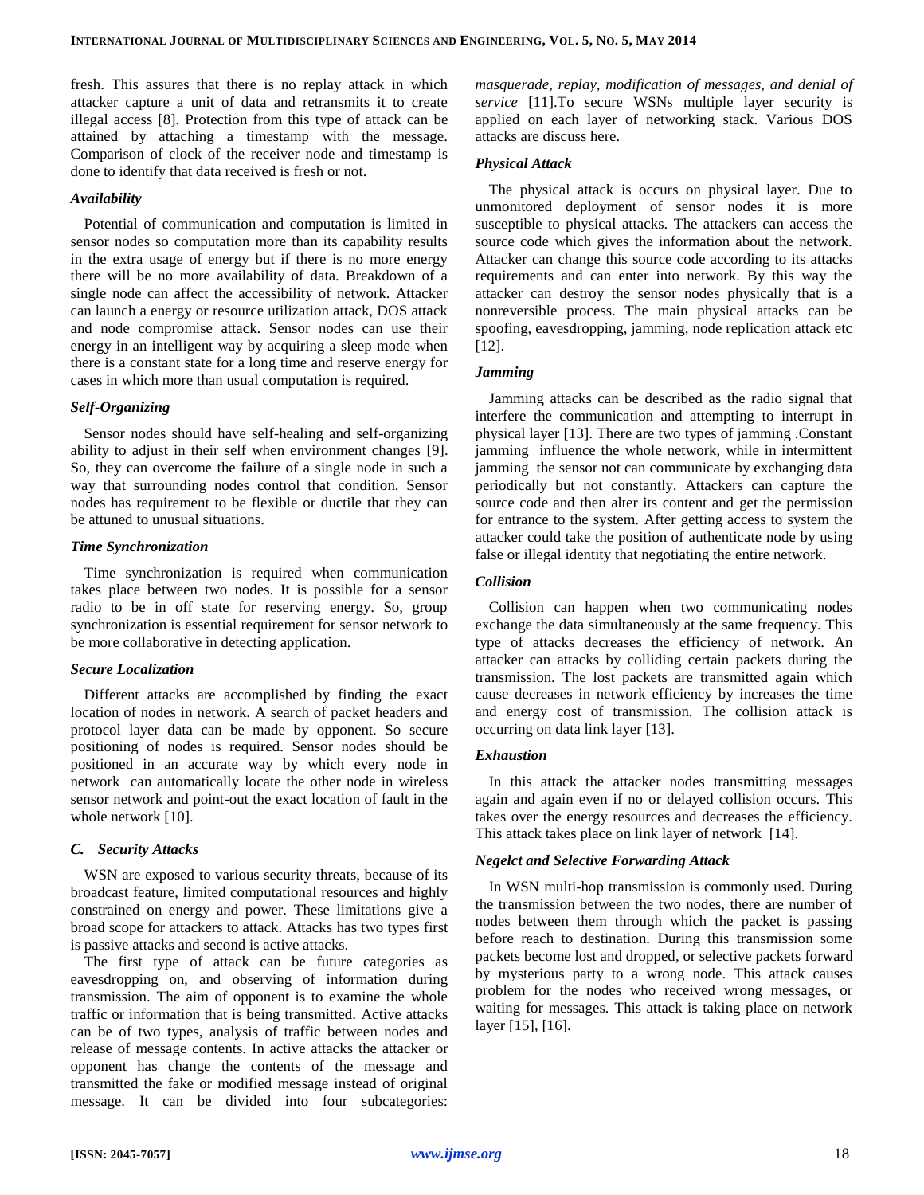fresh. This assures that there is no replay attack in which attacker capture a unit of data and retransmits it to create illegal access [8]. Protection from this type of attack can be attained by attaching a timestamp with the message. Comparison of clock of the receiver node and timestamp is done to identify that data received is fresh or not.

### *Availability*

Potential of communication and computation is limited in sensor nodes so computation more than its capability results in the extra usage of energy but if there is no more energy there will be no more availability of data. Breakdown of a single node can affect the accessibility of network. Attacker can launch a energy or resource utilization attack, DOS attack and node compromise attack. Sensor nodes can use their energy in an intelligent way by acquiring a sleep mode when there is a constant state for a long time and reserve energy for cases in which more than usual computation is required.

### *Self-Organizing*

Sensor nodes should have self-healing and self-organizing ability to adjust in their self when environment changes [9]. So, they can overcome the failure of a single node in such a way that surrounding nodes control that condition. Sensor nodes has requirement to be flexible or ductile that they can be attuned to unusual situations.

### *Time Synchronization*

Time synchronization is required when communication takes place between two nodes. It is possible for a sensor radio to be in off state for reserving energy. So, group synchronization is essential requirement for sensor network to be more collaborative in detecting application.

### *Secure Localization*

Different attacks are accomplished by finding the exact location of nodes in network. A search of packet headers and protocol layer data can be made by opponent. So secure positioning of nodes is required. Sensor nodes should be positioned in an accurate way by which every node in network can automatically locate the other node in wireless sensor network and point-out the exact location of fault in the whole network [10].

## *C. Security Attacks*

WSN are exposed to various security threats, because of its broadcast feature, limited computational resources and highly constrained on energy and power. These limitations give a broad scope for attackers to attack. Attacks has two types first is passive attacks and second is active attacks.

The first type of attack can be future categories as eavesdropping on, and observing of information during transmission. The aim of opponent is to examine the whole traffic or information that is being transmitted. Active attacks can be of two types, analysis of traffic between nodes and release of message contents. In active attacks the attacker or opponent has change the contents of the message and transmitted the fake or modified message instead of original message. It can be divided into four subcategories: *masquerade, replay, modification of messages, and denial of service* [11].To secure WSNs multiple layer security is applied on each layer of networking stack. Various DOS attacks are discuss here.

### *Physical Attack*

The physical attack is occurs on physical layer. Due to unmonitored deployment of sensor nodes it is more susceptible to physical attacks. The attackers can access the source code which gives the information about the network. Attacker can change this source code according to its attacks requirements and can enter into network. By this way the attacker can destroy the sensor nodes physically that is a nonreversible process. The main physical attacks can be spoofing, eavesdropping, jamming, node replication attack etc [12].

### *Jamming*

Jamming attacks can be described as the radio signal that interfere the communication and attempting to interrupt in physical layer [13]. There are two types of jamming .Constant jamming influence the whole network, while in intermittent jamming the sensor not can communicate by exchanging data periodically but not constantly. Attackers can capture the source code and then alter its content and get the permission for entrance to the system. After getting access to system the attacker could take the position of authenticate node by using false or illegal identity that negotiating the entire network.

### *Collision*

Collision can happen when two communicating nodes exchange the data simultaneously at the same frequency. This type of attacks decreases the efficiency of network. An attacker can attacks by colliding certain packets during the transmission. The lost packets are transmitted again which cause decreases in network efficiency by increases the time and energy cost of transmission. The collision attack is occurring on data link layer [13].

### *Exhaustion*

In this attack the attacker nodes transmitting messages again and again even if no or delayed collision occurs. This takes over the energy resources and decreases the efficiency. This attack takes place on link layer of network [14].

### *Negelct and Selective Forwarding Attack*

In WSN multi-hop transmission is commonly used. During the transmission between the two nodes, there are number of nodes between them through which the packet is passing before reach to destination. During this transmission some packets become lost and dropped, or selective packets forward by mysterious party to a wrong node. This attack causes problem for the nodes who received wrong messages, or waiting for messages. This attack is taking place on network layer [15], [16].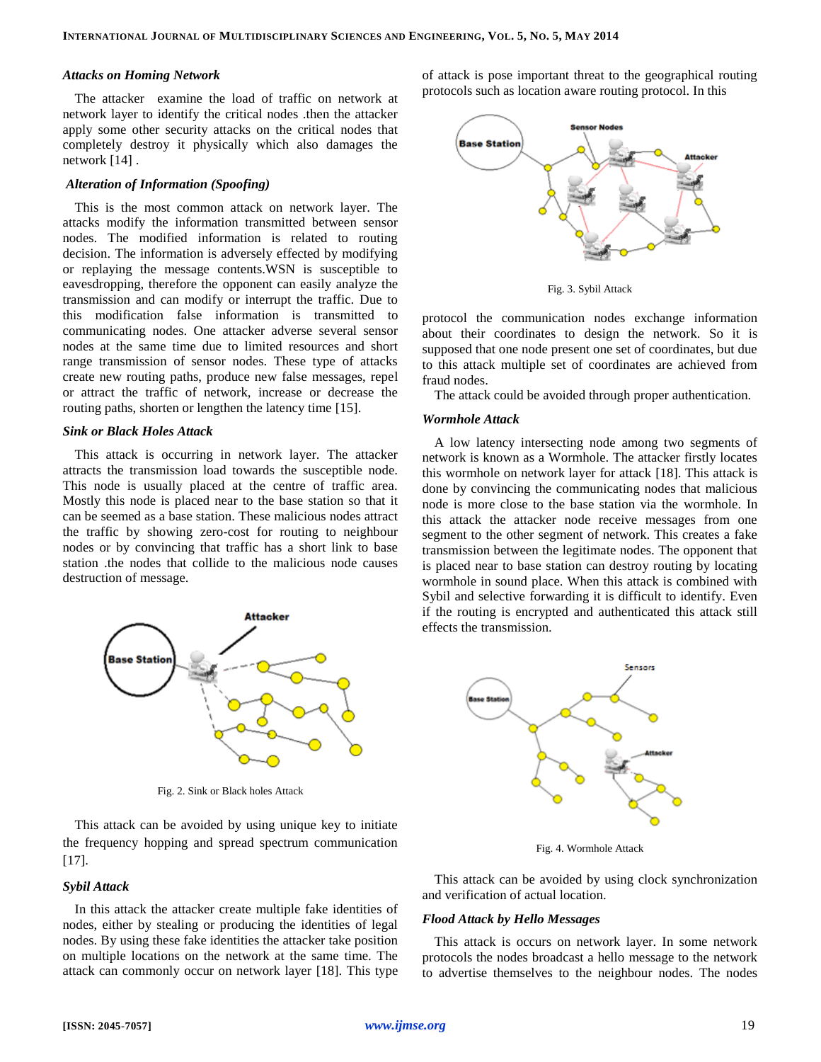### *Attacks on Homing Network*

The attacker  examine the load of traffic on network at network layer to identify the critical nodes .then the attacker apply some other security attacks on the critical nodes that completely destroy it physically which also damages the network [14] .

### *Alteration of Information (Spoofing)*

This is the most common attack on network layer. The attacks modify the information transmitted between sensor nodes. The modified information is related to routing decision. The information is adversely effected by modifying or replaying the message contents.WSN is susceptible to eavesdropping, therefore the opponent can easily analyze the transmission and can modify or interrupt the traffic. Due to this modification false information is transmitted to communicating nodes. One attacker adverse several sensor nodes at the same time due to limited resources and short range transmission of sensor nodes. These type of attacks create new routing paths, produce new false messages, repel or attract the traffic of network, increase or decrease the routing paths, shorten or lengthen the latency time [15].

### *Sink or Black Holes Attack*

This attack is occurring in network layer. The attacker attracts the transmission load towards the susceptible node. This node is usually placed at the centre of traffic area. Mostly this node is placed near to the base station so that it can be seemed as a base station. These malicious nodes attract the traffic by showing zero-cost for routing to neighbour nodes or by convincing that traffic has a short link to base station .the nodes that collide to the malicious node causes destruction of message.

Fig. 2. Sink or Black holes Attack

This attack can be avoided by using unique key to initiate the frequency hopping and spread spectrum communication [17].

### *Sybil Attack*

In this attack the attacker create multiple fake identities of nodes, either by stealing or producing the identities of legal nodes. By using these fake identities the attacker take position on multiple locations on the network at the same time. The attack can commonly occur on network layer [18]. This type of attack is pose important threat to the geographical routing protocols such as location aware routing protocol. In this protocol the communication nodes exchange information about their coordinates to design the network. So it is supposed that one node present one set of coordinates, but due to this attack multiple set of coordinates are achieved from fraud nodes.

Fig. 3. Sybil Attack

The attack could be avoided through proper authentication.

### *Wormhole Attack*

A low latency intersecting node among two segments of network is known as a Wormhole. The attacker firstly locates this wormhole on network layer for attack [18]. This attack is done by convincing the communicating nodes that malicious node is more close to the base station via the wormhole. In this attack the attacker node receive messages from one segment to the other segment of network. This creates a fake transmission between the legitimate nodes. The opponent that is placed near to base station can destroy routing by locating wormhole in sound place. When this attack is combined with Sybil and selective forwarding it is difficult to identify. Even if the routing is encrypted and authenticated this attack still effects the transmission.

Fig. 4. Wormhole Attack

This attack can be avoided by using clock synchronization and verification of actual location.

### *Flood Attack by Hello Messages*

This attack is occurs on network layer. In some network protocols the nodes broadcast a hello message to the network to advertise themselves to the neighbour nodes. The nodes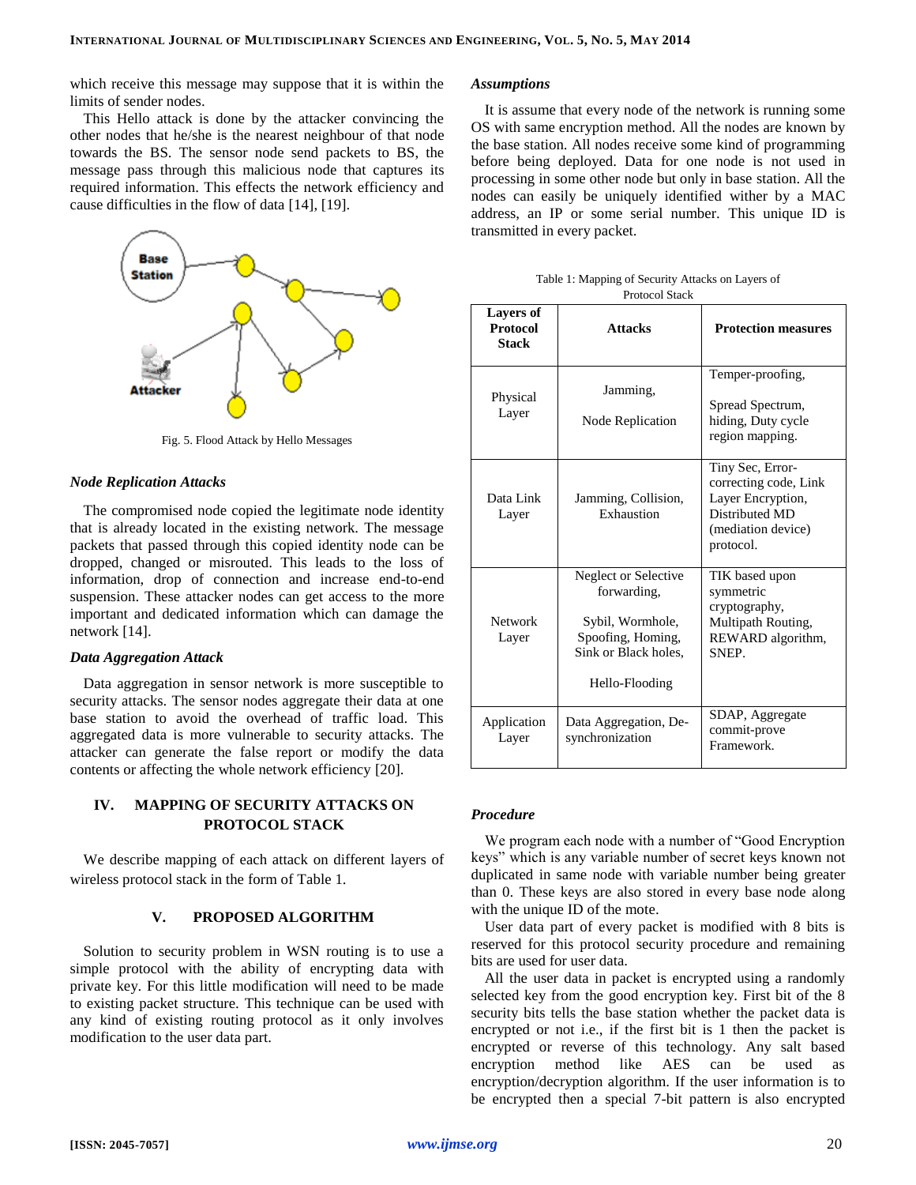which receive this message may suppose that it is within the limits of sender nodes.

This Hello attack is done by the attacker convincing the other nodes that he/she is the nearest neighbour of that node towards the BS. The sensor node send packets to BS, the message pass through this malicious node that captures its required information. This effects the network efficiency and cause difficulties in the flow of data [14], [19].

Fig. 5. Flood Attack by Hello Messages

### *Node Replication Attacks*

The compromised node copied the legitimate node identity that is already located in the existing network. The message packets that passed through this copied identity node can be dropped, changed or misrouted. This leads to the loss of information, drop of connection and increase end-to-end suspension. These attacker nodes can get access to the more important and dedicated information which can damage the network [14].

### *Data Aggregation Attack*

Data aggregation in sensor network is more susceptible to security attacks. The sensor nodes aggregate their data at one base station to avoid the overhead of traffic load. This aggregated data is more vulnerable to security attacks. The attacker can generate the false report or modify the data contents or affecting the whole network efficiency [20].

## IV. MAPPING OF SECURITY ATTACKS ON PROTOCOL STACK

We describe mapping of each attack on different layers of wireless protocol stack in the form of Table 1.

## V. PROPOSED ALGORITHM

Solution to security problem in WSN routing is to use a simple protocol with the ability of encrypting data with private key. For this little modification will need to be made to existing packet structure. This technique can be used with any kind of existing routing protocol as it only involves modification to the user data part.

### *Assumptions*

It is assume that every node of the network is running some OS with same encryption method. All the nodes are known by the base station. All nodes receive some kind of programming before being deployed. Data for one node is not used in processing in some other node but only in base station. All the nodes can easily be uniquely identified wither by a MAC address, an IP or some serial number. This unique ID is transmitted in every packet.

Table 1: Mapping of Security Attacks on Layers of Protocol Stack

| Layers of Protocol Stack | Attacks | Protection measures |
|---|---|---|
| Physical Layer | Jamming, Node Replication | Temper-proofing, Spread Spectrum, hiding, Duty cycle region mapping. |
| Data Link Layer | Jamming, Collision, Exhaustion | Tiny Sec, Error-correcting code, Link Layer Encryption, Distributed MD (mediation device) protocol. |
| Network Layer | Neglect or Selective forwarding, Sybil, Wormhole, Spoofing, Homing, Sink or Black holes, Hello-Flooding | TIK based upon symmetric cryptography, Multipath Routing, REWARD algorithm, SNEP. |
| Application Layer | Data Aggregation, De-synchronization | SDAP, Aggregate commit-prove Framework. |

### *Procedure*

We program each node with a number of "Good Encryption keys" which is any variable number of secret keys known not duplicated in same node with variable number being greater than 0. These keys are also stored in every base node along with the unique ID of the mote.

User data part of every packet is modified with 8 bits is reserved for this protocol security procedure and remaining bits are used for user data.

All the user data in packet is encrypted using a randomly selected key from the good encryption key. First bit of the 8 security bits tells the base station whether the packet data is encrypted or not i.e., if the first bit is 1 then the packet is encrypted or reverse of this technology. Any salt based encryption method like AES can be used as encryption/decryption algorithm. If the user information is to be encrypted then a special 7-bit pattern is also encrypted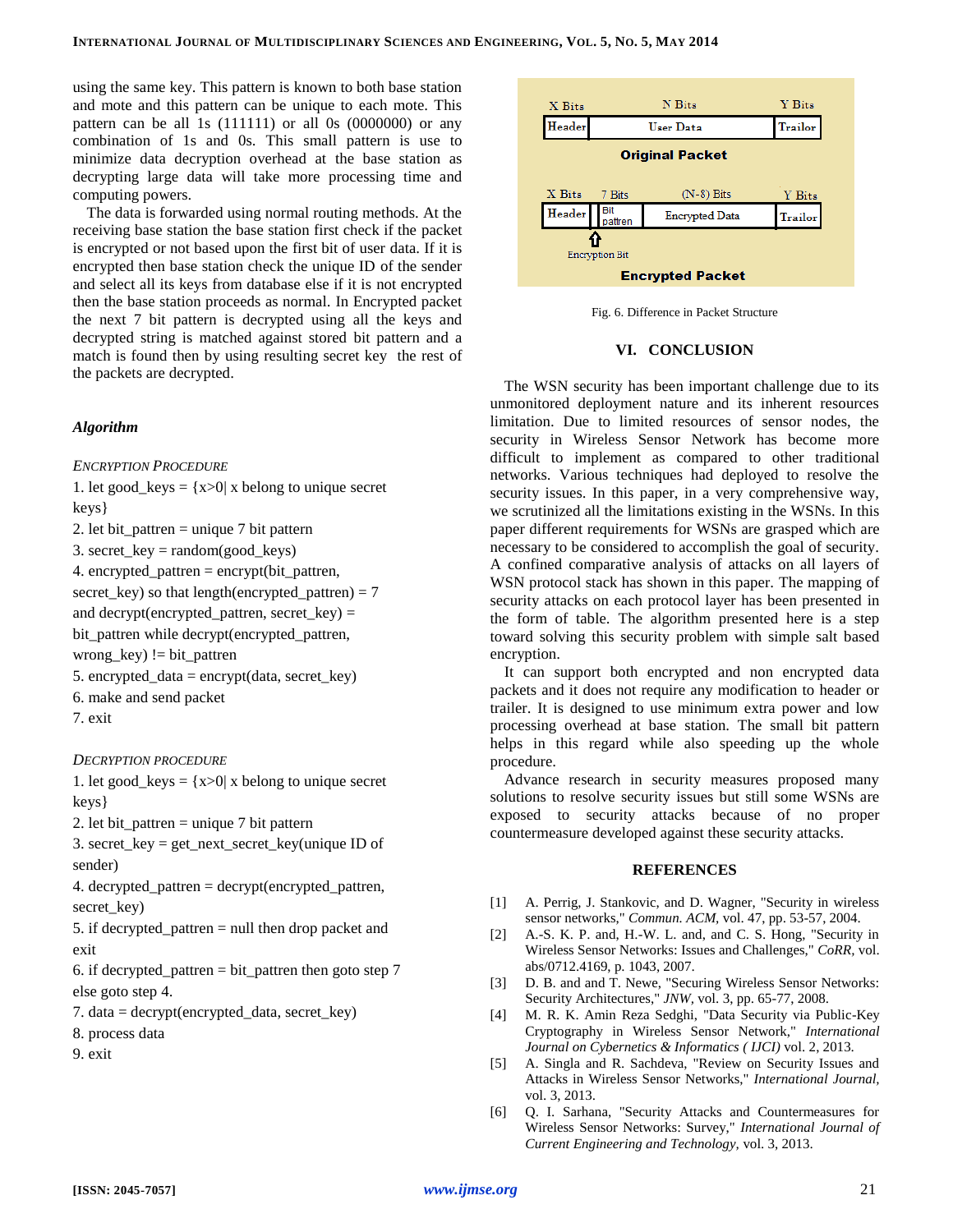using the same key. This pattern is known to both base station and mote and this pattern can be unique to each mote. This pattern can be all 1s (111111) or all 0s (0000000) or any combination of 1s and 0s. This small pattern is use to minimize data decryption overhead at the base station as decrypting large data will take more processing time and computing powers.

The data is forwarded using normal routing methods. At the receiving base station the base station first check if the packet is encrypted or not based upon the first bit of user data. If it is encrypted then base station check the unique ID of the sender and select all its keys from database else if it is not encrypted then the base station proceeds as normal. In Encrypted packet the next 7 bit pattern is decrypted using all the keys and decrypted string is matched against stored bit pattern and a match is found then by using resulting secret key the rest of the packets are decrypted.

### *Algorithm*

*ENCRYPTION PROCEDURE*

1. let good_keys = {x>0| x belong to unique secret keys}
2. let bit_pattren = unique 7 bit pattern
3. secret_key = random(good_keys)
4. encrypted_pattren = encrypt(bit_pattren, secret_key) so that length(encrypted_pattren) = 7 and decrypt(encrypted_pattren, secret_key) = bit_pattren while decrypt(encrypted_pattren, wrong_key) != bit_pattren
5. encrypted_data = encrypt(data, secret_key)
6. make and send packet
7. exit

*DECRYPTION PROCEDURE*

1. let good_keys = {x>0| x belong to unique secret keys}
2. let bit_pattren = unique 7 bit pattern
3. secret_key = get_next_secret_key(unique ID of sender)
4. decrypted_pattren = decrypt(encrypted_pattren, secret_key)
5. if decrypted_pattren = null then drop packet and exit
6. if decrypted_pattren = bit_pattren then goto step 7 else goto step 4.
7. data = decrypt(encrypted_data, secret_key)
8. process data
9. exit

| X Bits | N Bits | Y Bits |
|---|---|---|
| Header | User Data | Trailor |

**Original Packet**

| X Bits | 7 Bits | (N-8) Bits | Y Bits |
|---|---|---|---|
| Header | Bit pattren | Encrypted Data | Trailor |

Encryption Bit

**Encrypted Packet**

Fig. 6. Difference in Packet Structure

## VI. CONCLUSION

The WSN security has been important challenge due to its unmonitored deployment nature and its inherent resources limitation. Due to limited resources of sensor nodes, the security in Wireless Sensor Network has become more difficult to implement as compared to other traditional networks. Various techniques had deployed to resolve the security issues. In this paper, in a very comprehensive way, we scrutinized all the limitations existing in the WSNs. In this paper different requirements for WSNs are grasped which are necessary to be considered to accomplish the goal of security. A confined comparative analysis of attacks on all layers of WSN protocol stack has shown in this paper. The mapping of security attacks on each protocol layer has been presented in the form of table. The algorithm presented here is a step toward solving this security problem with simple salt based encryption.

It can support both encrypted and non encrypted data packets and it does not require any modification to header or trailer. It is designed to use minimum extra power and low processing overhead at base station. The small bit pattern helps in this regard while also speeding up the whole procedure.

Advance research in security measures proposed many solutions to resolve security issues but still some WSNs are exposed to security attacks because of no proper countermeasure developed against these security attacks.

## REFERENCES

[1] A. Perrig, J. Stankovic, and D. Wagner, "Security in wireless sensor networks," *Commun. ACM,* vol. 47, pp. 53-57, 2004.

[2] A.-S. K. P. and, H.-W. L. and, and C. S. Hong, "Security in Wireless Sensor Networks: Issues and Challenges," *CoRR,* vol. abs/0712.4169, p. 1043, 2007.

[3] D. B. and and T. Newe, "Securing Wireless Sensor Networks: Security Architectures," *JNW,* vol. 3, pp. 65-77, 2008.

[4] M. R. K. Amin Reza Sedghi, "Data Security via Public-Key Cryptography in Wireless Sensor Network," *International Journal on Cybernetics & Informatics ( IJCI)* vol. 2, 2013.

[5] A. Singla and R. Sachdeva, "Review on Security Issues and Attacks in Wireless Sensor Networks," *International Journal,* vol. 3, 2013.

[6] Q. I. Sarhana, "Security Attacks and Countermeasures for Wireless Sensor Networks: Survey," *International Journal of Current Engineering and Technology,* vol. 3, 2013.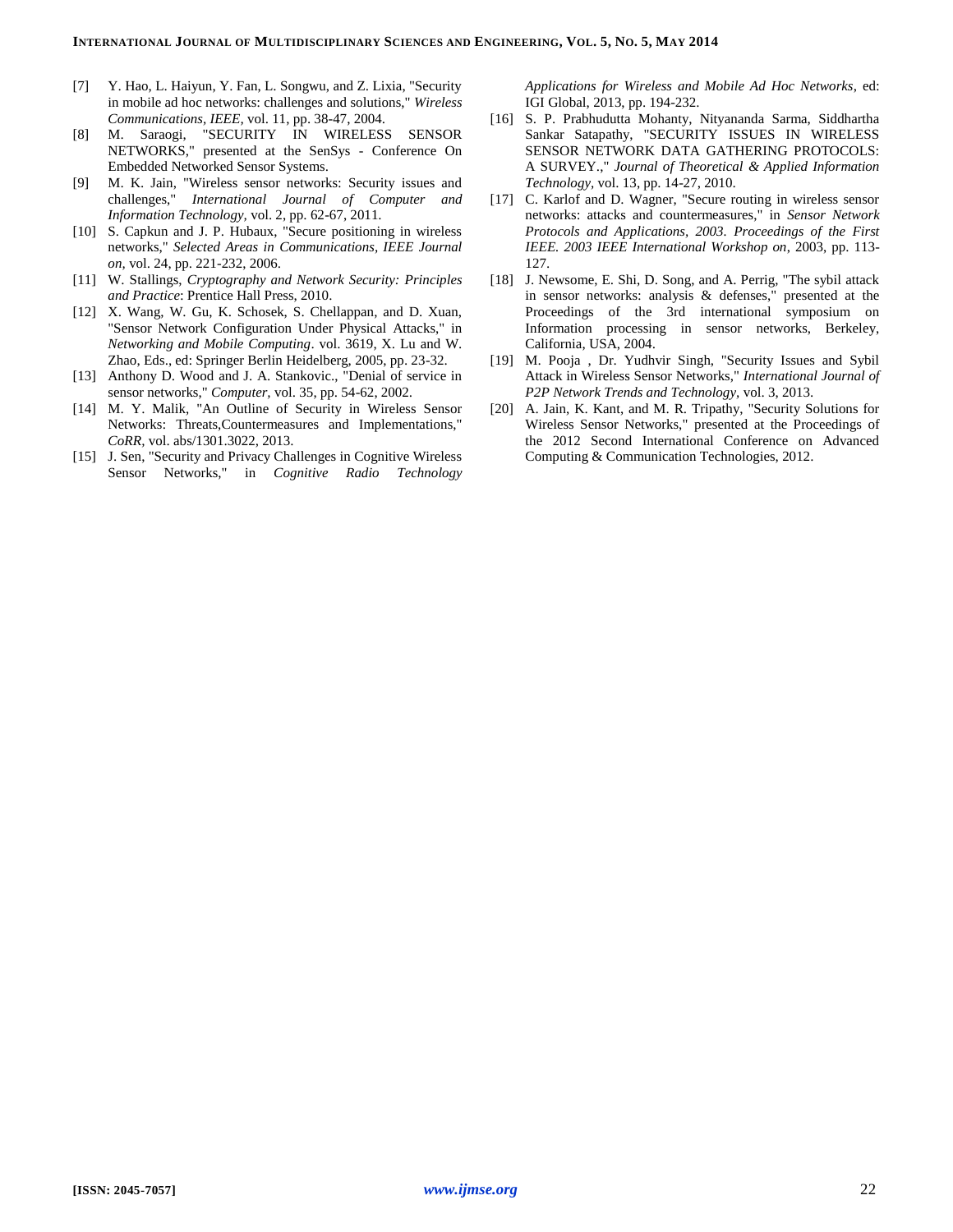[7] Y. Hao, L. Haiyun, Y. Fan, L. Songwu, and Z. Lixia, "Security in mobile ad hoc networks: challenges and solutions," *Wireless Communications, IEEE,* vol. 11, pp. 38-47, 2004.

[8] M. Saraogi, "SECURITY IN WIRELESS SENSOR NETWORKS," presented at the SenSys - Conference On Embedded Networked Sensor Systems.

[9] M. K. Jain, "Wireless sensor networks: Security issues and challenges," *International Journal of Computer and Information Technology,* vol. 2, pp. 62-67, 2011.

[10] S. Capkun and J. P. Hubaux, "Secure positioning in wireless networks," *Selected Areas in Communications, IEEE Journal on,* vol. 24, pp. 221-232, 2006.

[11] W. Stallings, *Cryptography and Network Security: Principles and Practice*: Prentice Hall Press, 2010.

[12] X. Wang, W. Gu, K. Schosek, S. Chellappan, and D. Xuan, "Sensor Network Configuration Under Physical Attacks," in *Networking and Mobile Computing*. vol. 3619, X. Lu and W. Zhao, Eds., ed: Springer Berlin Heidelberg, 2005, pp. 23-32.

[13] Anthony D. Wood and J. A. Stankovic., "Denial of service in sensor networks," *Computer,* vol. 35, pp. 54-62, 2002.

[14] M. Y. Malik, "An Outline of Security in Wireless Sensor Networks: Threats,Countermeasures and Implementations," *CoRR,* vol. abs/1301.3022, 2013.

[15] J. Sen, "Security and Privacy Challenges in Cognitive Wireless Sensor Networks," in *Cognitive Radio Technology Applications for Wireless and Mobile Ad Hoc Networks*, ed: IGI Global, 2013, pp. 194-232.

[16] S. P. Prabhudutta Mohanty, Nityananda Sarma, Siddhartha Sankar Satapathy, "SECURITY ISSUES IN WIRELESS SENSOR NETWORK DATA GATHERING PROTOCOLS: A SURVEY.," *Journal of Theoretical & Applied Information Technology,* vol. 13, pp. 14-27, 2010.

[17] C. Karlof and D. Wagner, "Secure routing in wireless sensor networks: attacks and countermeasures," in *Sensor Network Protocols and Applications, 2003. Proceedings of the First IEEE. 2003 IEEE International Workshop on*, 2003, pp. 113-127.

[18] J. Newsome, E. Shi, D. Song, and A. Perrig, "The sybil attack in sensor networks: analysis & defenses," presented at the Proceedings of the 3rd international symposium on Information processing in sensor networks, Berkeley, California, USA, 2004.

[19] M. Pooja , Dr. Yudhvir Singh, "Security Issues and Sybil Attack in Wireless Sensor Networks," *International Journal of P2P Network Trends and Technology,* vol. 3, 2013.

[20] A. Jain, K. Kant, and M. R. Tripathy, "Security Solutions for Wireless Sensor Networks," presented at the Proceedings of the 2012 Second International Conference on Advanced Computing & Communication Technologies, 2012.